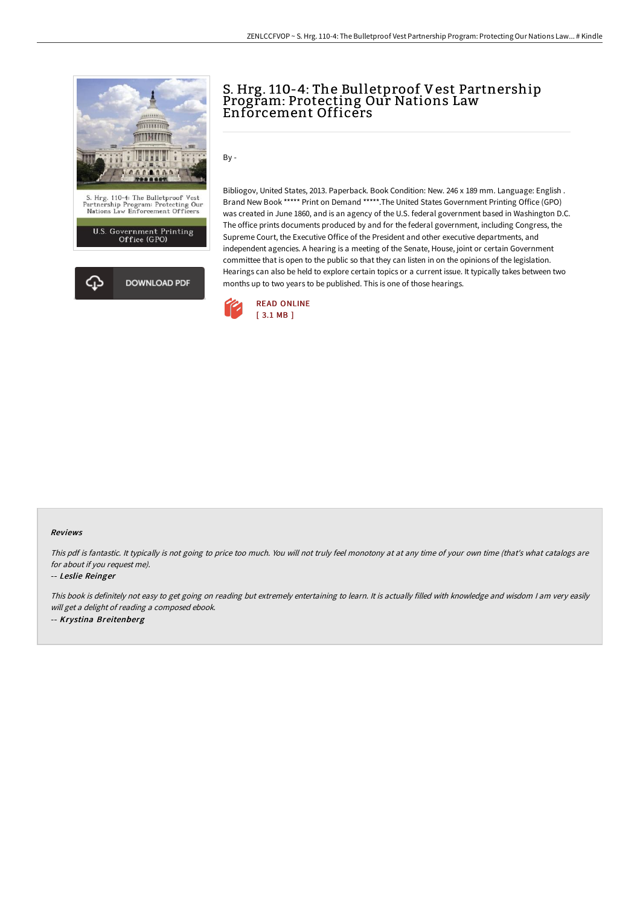# S. Hrg. 110-4: The Bulletproof Vest Partnership Program: Protecting Our Nations Law Enforcement Officers

By -

Bibliogov, United States, 2013. Paperback. Book Condition: New. 246 x 189 mm. Language: English . Brand New Book ***** Print on Demand *****.The United States Government Printing Office (GPO) was created in June 1860, and is an agency of the U.S. federal government based in Washington D.C. The office prints documents produced by and for the federal government, including Congress, the Supreme Court, the Executive Office of the President and other executive departments, and independent agencies. A hearing is a meeting of the Senate, House, joint or certain Government committee that is open to the public so that they can listen in on the opinions of the legislation. Hearings can also be held to explore certain topics or a current issue. It typically takes between two months up to two years to be published. This is one of those hearings.

READ ONLINE
[ 3.1 MB ]

DOWNLOAD PDF

## Reviews

*This pdf is fantastic. It typically is not going to price too much. You will not truly feel monotony at at any time of your own time (that's what catalogs are for about if you request me).*

-- ***Leslie Reinger***

*This book is definitely not easy to get going on reading but extremely entertaining to learn. It is actually filled with knowledge and wisdom I am very easily will get a delight of reading a composed ebook.*

-- ***Krystina Breitenberg***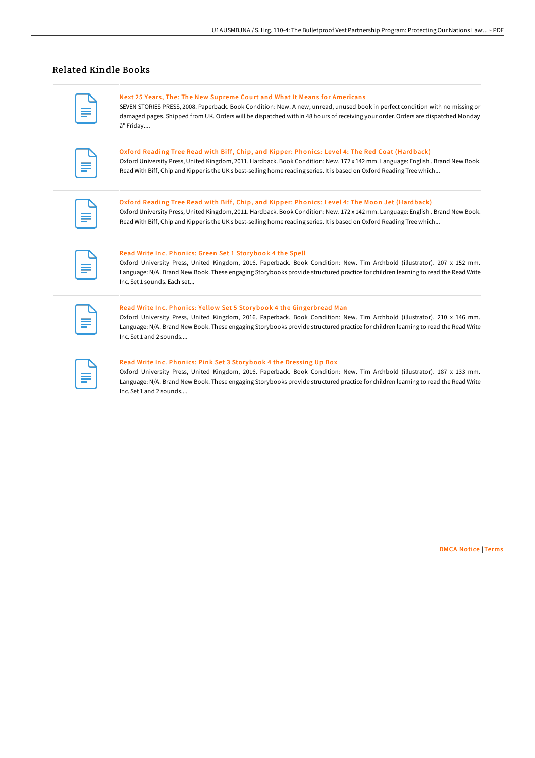## Related Kindle Books

### Next 25 Years, The: The New Supreme Court and What It Means for Americans

SEVEN STORIES PRESS, 2008. Paperback. Book Condition: New. A new, unread, unused book in perfect condition with no missing or damaged pages. Shipped from UK. Orders will be dispatched within 48 hours of receiving your order. Orders are dispatched Monday â" Friday....

### Oxford Reading Tree Read with Biff, Chip, and Kipper: Phonics: Level 4: The Red Coat (Hardback)

Oxford University Press, United Kingdom, 2011. Hardback. Book Condition: New. 172 x 142 mm. Language: English . Brand New Book. Read With Biff, Chip and Kipper is the UK s best-selling home reading series. It is based on Oxford Reading Tree which...

### Oxford Reading Tree Read with Biff, Chip, and Kipper: Phonics: Level 4: The Moon Jet (Hardback)

Oxford University Press, United Kingdom, 2011. Hardback. Book Condition: New. 172 x 142 mm. Language: English . Brand New Book. Read With Biff, Chip and Kipper is the UK s best-selling home reading series. It is based on Oxford Reading Tree which...

### Read Write Inc. Phonics: Green Set 1 Storybook 4 the Spell

Oxford University Press, United Kingdom, 2016. Paperback. Book Condition: New. Tim Archbold (illustrator). 207 x 152 mm. Language: N/A. Brand New Book. These engaging Storybooks provide structured practice for children learning to read the Read Write Inc. Set 1 sounds. Each set...

### Read Write Inc. Phonics: Yellow Set 5 Storybook 4 the Gingerbread Man

Oxford University Press, United Kingdom, 2016. Paperback. Book Condition: New. Tim Archbold (illustrator). 210 x 146 mm. Language: N/A. Brand New Book. These engaging Storybooks provide structured practice for children learning to read the Read Write Inc. Set 1 and 2 sounds....

### Read Write Inc. Phonics: Pink Set 3 Storybook 4 the Dressing Up Box

Oxford University Press, United Kingdom, 2016. Paperback. Book Condition: New. Tim Archbold (illustrator). 187 x 133 mm. Language: N/A. Brand New Book. These engaging Storybooks provide structured practice for children learning to read the Read Write Inc. Set 1 and 2 sounds....

DMCA Notice | Terms